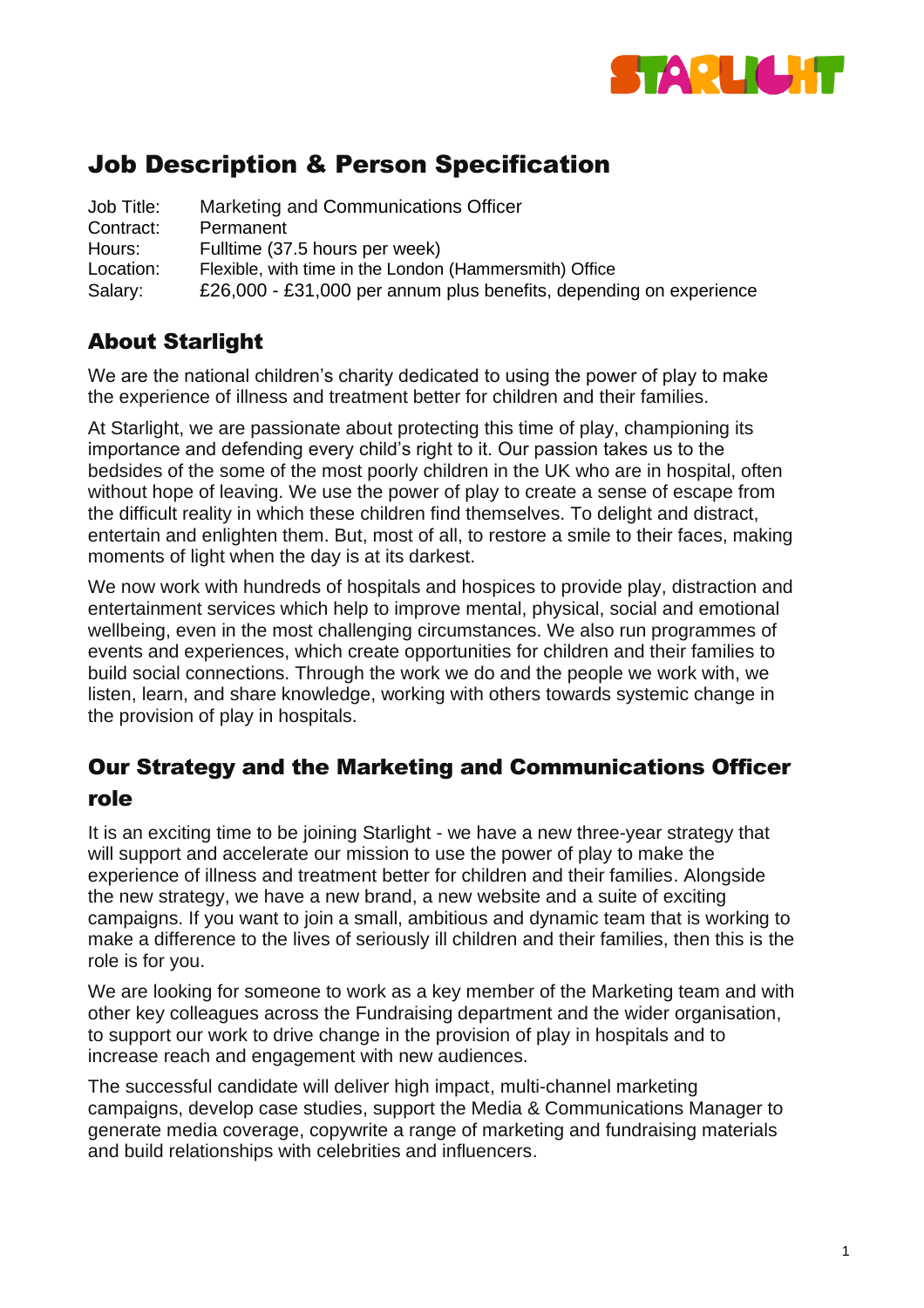# Job Description & Person Specification

| | |
|---|---|
| Job Title: | Marketing and Communications Officer |
| Contract: | Permanent |
| Hours: | Fulltime (37.5 hours per week) |
| Location: | Flexible, with time in the London (Hammersmith) Office |
| Salary: | £26,000 - £31,000 per annum plus benefits, depending on experience |

## About Starlight

We are the national children's charity dedicated to using the power of play to make the experience of illness and treatment better for children and their families.

At Starlight, we are passionate about protecting this time of play, championing its importance and defending every child's right to it. Our passion takes us to the bedsides of the some of the most poorly children in the UK who are in hospital, often without hope of leaving. We use the power of play to create a sense of escape from the difficult reality in which these children find themselves. To delight and distract, entertain and enlighten them. But, most of all, to restore a smile to their faces, making moments of light when the day is at its darkest.

We now work with hundreds of hospitals and hospices to provide play, distraction and entertainment services which help to improve mental, physical, social and emotional wellbeing, even in the most challenging circumstances. We also run programmes of events and experiences, which create opportunities for children and their families to build social connections. Through the work we do and the people we work with, we listen, learn, and share knowledge, working with others towards systemic change in the provision of play in hospitals.

## Our Strategy and the Marketing and Communications Officer role

It is an exciting time to be joining Starlight - we have a new three-year strategy that will support and accelerate our mission to use the power of play to make the experience of illness and treatment better for children and their families. Alongside the new strategy, we have a new brand, a new website and a suite of exciting campaigns. If you want to join a small, ambitious and dynamic team that is working to make a difference to the lives of seriously ill children and their families, then this is the role is for you.

We are looking for someone to work as a key member of the Marketing team and with other key colleagues across the Fundraising department and the wider organisation, to support our work to drive change in the provision of play in hospitals and to increase reach and engagement with new audiences.

The successful candidate will deliver high impact, multi-channel marketing campaigns, develop case studies, support the Media & Communications Manager to generate media coverage, copywrite a range of marketing and fundraising materials and build relationships with celebrities and influencers.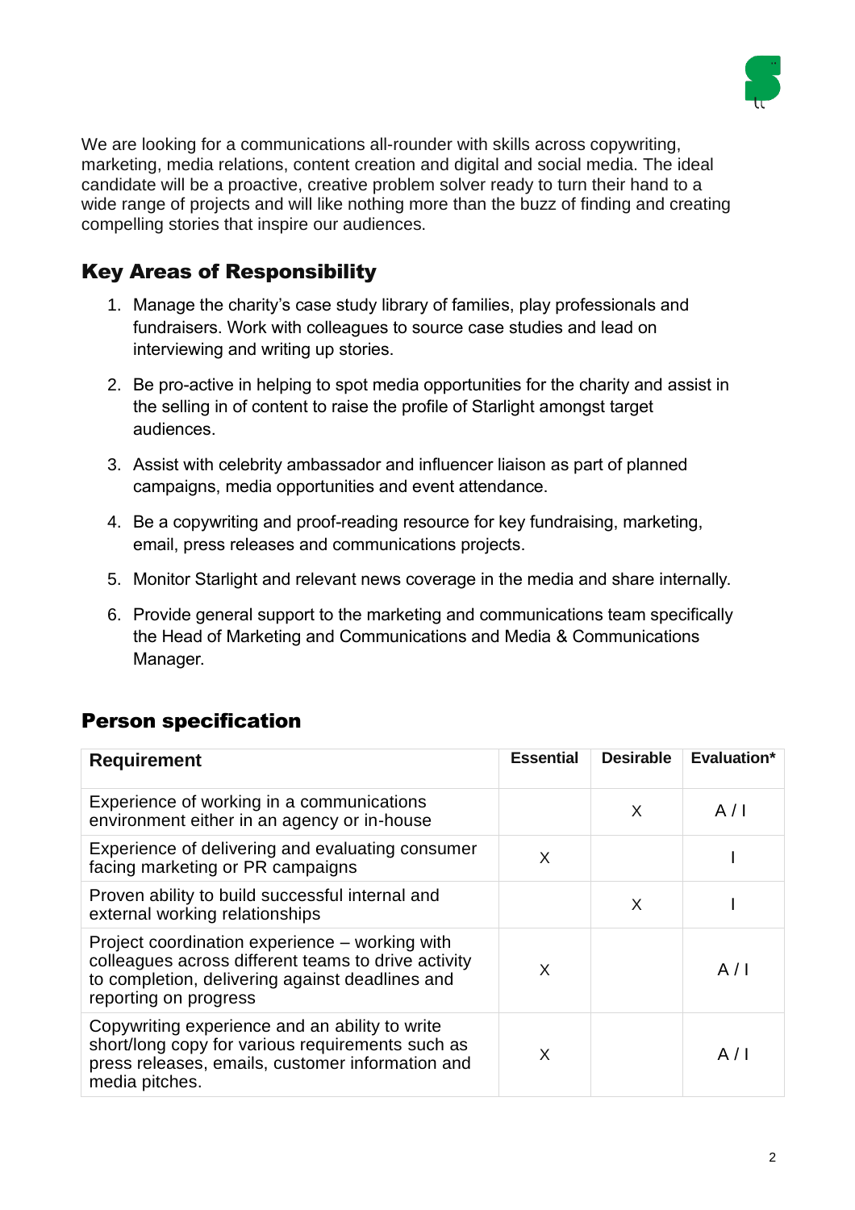We are looking for a communications all-rounder with skills across copywriting, marketing, media relations, content creation and digital and social media. The ideal candidate will be a proactive, creative problem solver ready to turn their hand to a wide range of projects and will like nothing more than the buzz of finding and creating compelling stories that inspire our audiences.

## Key Areas of Responsibility

1. Manage the charity's case study library of families, play professionals and fundraisers. Work with colleagues to source case studies and lead on interviewing and writing up stories.
2. Be pro-active in helping to spot media opportunities for the charity and assist in the selling in of content to raise the profile of Starlight amongst target audiences.
3. Assist with celebrity ambassador and influencer liaison as part of planned campaigns, media opportunities and event attendance.
4. Be a copywriting and proof-reading resource for key fundraising, marketing, email, press releases and communications projects.
5. Monitor Starlight and relevant news coverage in the media and share internally.
6. Provide general support to the marketing and communications team specifically the Head of Marketing and Communications and Media & Communications Manager.

## Person specification

| Requirement | Essential | Desirable | Evaluation* |
|---|---|---|---|
| Experience of working in a communications environment either in an agency or in-house | | X | A / I |
| Experience of delivering and evaluating consumer facing marketing or PR campaigns | X | | I |
| Proven ability to build successful internal and external working relationships | | X | I |
| Project coordination experience – working with colleagues across different teams to drive activity to completion, delivering against deadlines and reporting on progress | X | | A / I |
| Copywriting experience and an ability to write short/long copy for various requirements such as press releases, emails, customer information and media pitches. | X | | A / I |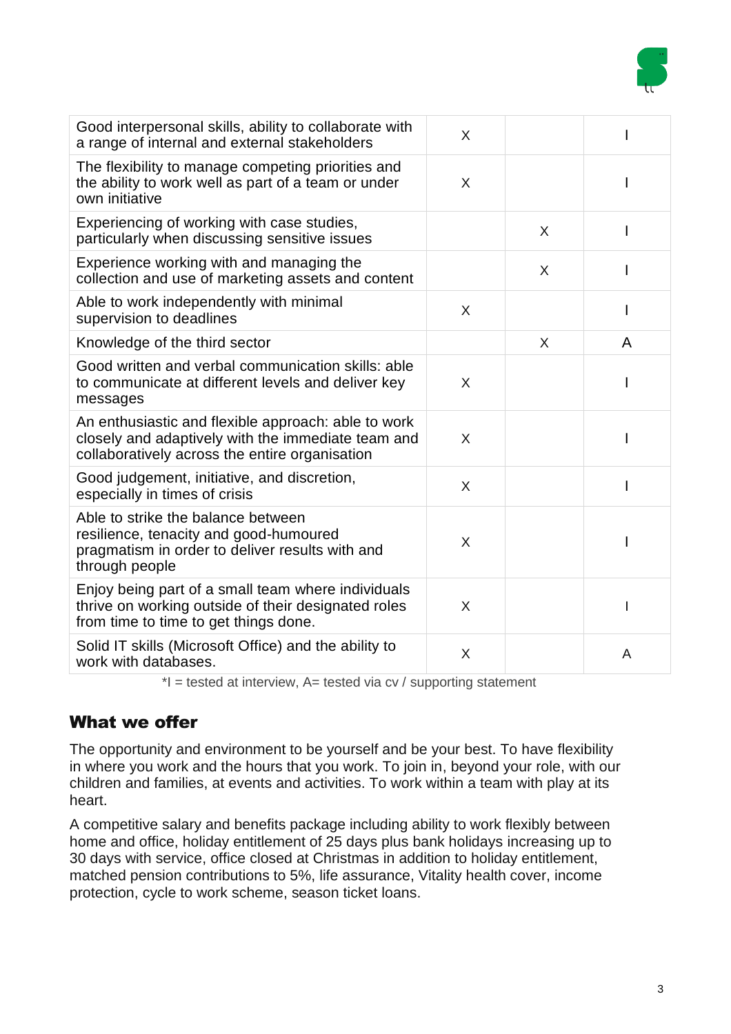| | | | |
|---|---|---|---|
| Good interpersonal skills, ability to collaborate with a range of internal and external stakeholders | X | | I |
| The flexibility to manage competing priorities and the ability to work well as part of a team or under own initiative | X | | I |
| Experiencing of working with case studies, particularly when discussing sensitive issues | | X | I |
| Experience working with and managing the collection and use of marketing assets and content | | X | I |
| Able to work independently with minimal supervision to deadlines | X | | I |
| Knowledge of the third sector | | X | A |
| Good written and verbal communication skills: able to communicate at different levels and deliver key messages | X | | I |
| An enthusiastic and flexible approach: able to work closely and adaptively with the immediate team and collaboratively across the entire organisation | X | | I |
| Good judgement, initiative, and discretion, especially in times of crisis | X | | I |
| Able to strike the balance between resilience, tenacity and good-humoured pragmatism in order to deliver results with and through people | X | | I |
| Enjoy being part of a small team where individuals thrive on working outside of their designated roles from time to time to get things done. | X | | I |
| Solid IT skills (Microsoft Office) and the ability to work with databases. | X | | A |

*I = tested at interview, A= tested via cv / supporting statement

## What we offer

The opportunity and environment to be yourself and be your best. To have flexibility in where you work and the hours that you work. To join in, beyond your role, with our children and families, at events and activities. To work within a team with play at its heart.

A competitive salary and benefits package including ability to work flexibly between home and office, holiday entitlement of 25 days plus bank holidays increasing up to 30 days with service, office closed at Christmas in addition to holiday entitlement, matched pension contributions to 5%, life assurance, Vitality health cover, income protection, cycle to work scheme, season ticket loans.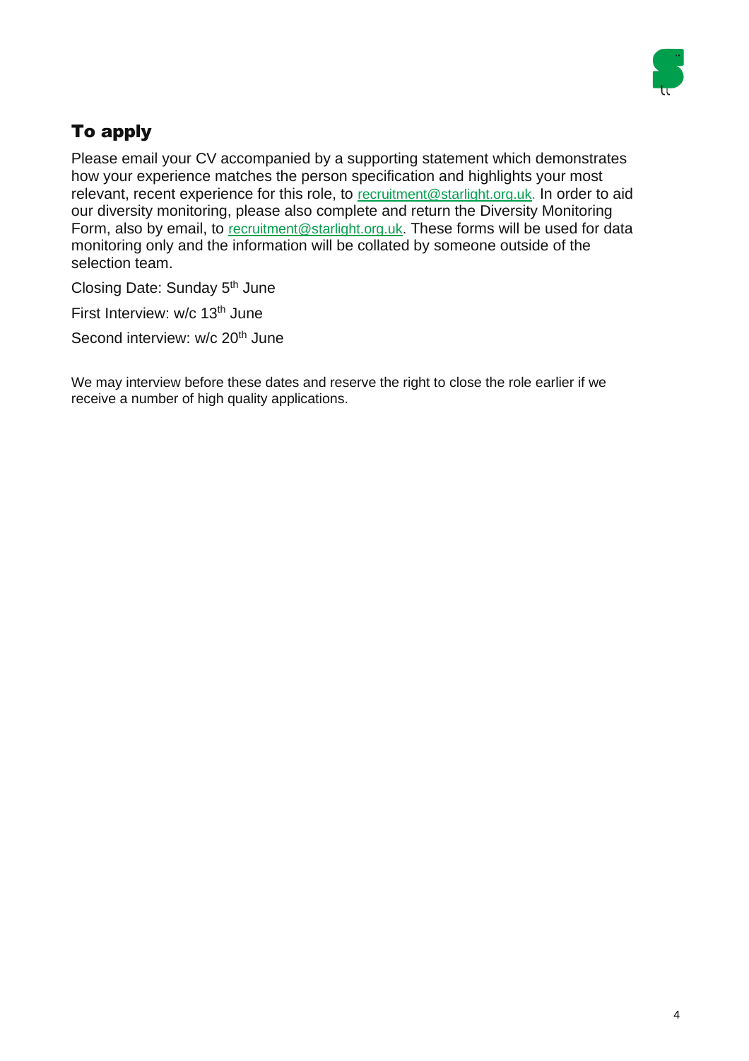## To apply

Please email your CV accompanied by a supporting statement which demonstrates how your experience matches the person specification and highlights your most relevant, recent experience for this role, to recruitment@starlight.org.uk. In order to aid our diversity monitoring, please also complete and return the Diversity Monitoring Form, also by email, to recruitment@starlight.org.uk. These forms will be used for data monitoring only and the information will be collated by someone outside of the selection team.

Closing Date: Sunday 5th June

First Interview: w/c 13th June

Second interview: w/c 20th June

We may interview before these dates and reserve the right to close the role earlier if we receive a number of high quality applications.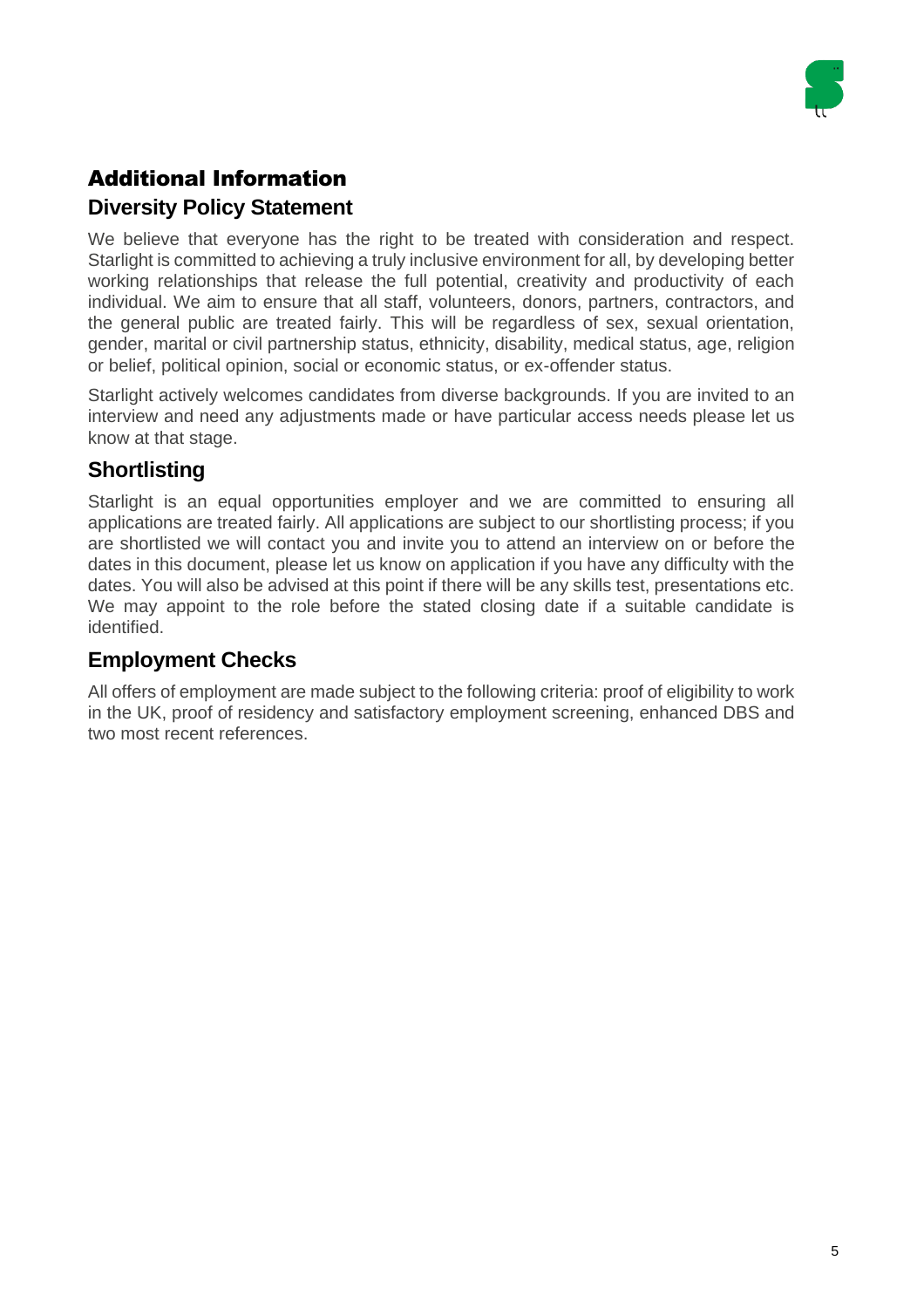# Additional Information

## Diversity Policy Statement

We believe that everyone has the right to be treated with consideration and respect. Starlight is committed to achieving a truly inclusive environment for all, by developing better working relationships that release the full potential, creativity and productivity of each individual. We aim to ensure that all staff, volunteers, donors, partners, contractors, and the general public are treated fairly. This will be regardless of sex, sexual orientation, gender, marital or civil partnership status, ethnicity, disability, medical status, age, religion or belief, political opinion, social or economic status, or ex-offender status.

Starlight actively welcomes candidates from diverse backgrounds. If you are invited to an interview and need any adjustments made or have particular access needs please let us know at that stage.

## Shortlisting

Starlight is an equal opportunities employer and we are committed to ensuring all applications are treated fairly. All applications are subject to our shortlisting process; if you are shortlisted we will contact you and invite you to attend an interview on or before the dates in this document, please let us know on application if you have any difficulty with the dates. You will also be advised at this point if there will be any skills test, presentations etc. We may appoint to the role before the stated closing date if a suitable candidate is identified.

## Employment Checks

All offers of employment are made subject to the following criteria: proof of eligibility to work in the UK, proof of residency and satisfactory employment screening, enhanced DBS and two most recent references.